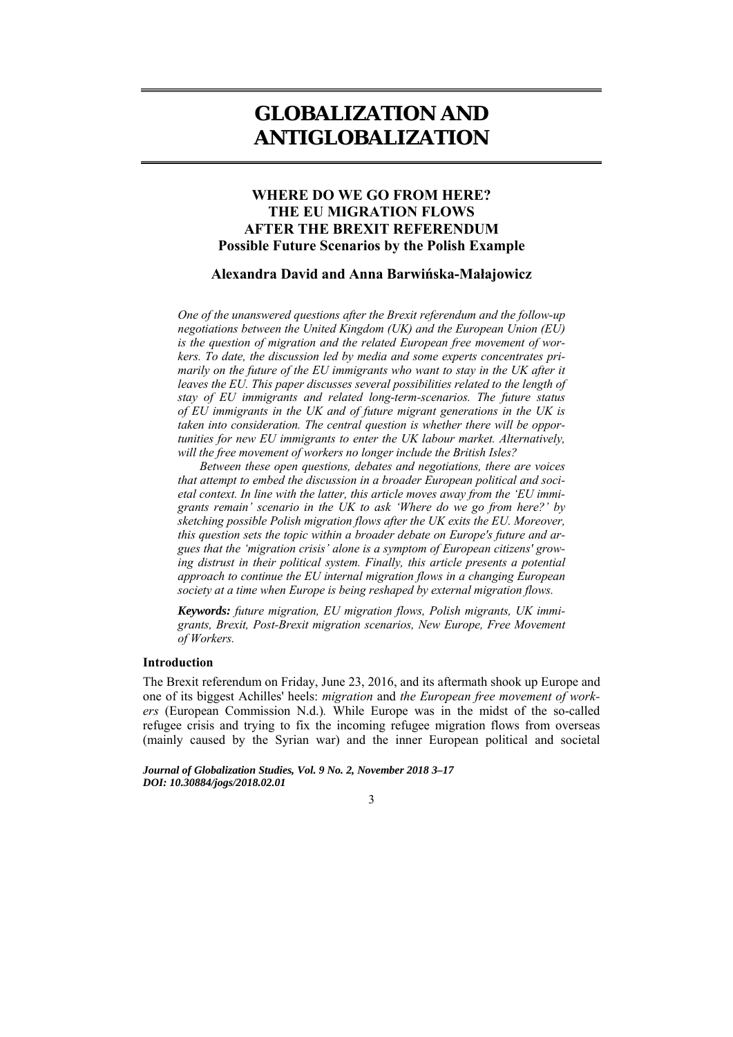# GLOBALIZATION AND ANTIGLOBALIZATION

## WHERE DO WE GO FROM HERE? THE EU MIGRATION FLOWS AFTER THE BREXIT REFERENDUM
### Possible Future Scenarios by the Polish Example

**Alexandra David and Anna Barwińska-Małajowicz**

*One of the unanswered questions after the Brexit referendum and the follow-up negotiations between the United Kingdom (UK) and the European Union (EU) is the question of migration and the related European free movement of workers. To date, the discussion led by media and some experts concentrates primarily on the future of the EU immigrants who want to stay in the UK after it leaves the EU. This paper discusses several possibilities related to the length of stay of EU immigrants and related long-term-scenarios. The future status of EU immigrants in the UK and of future migrant generations in the UK is taken into consideration. The central question is whether there will be opportunities for new EU immigrants to enter the UK labour market. Alternatively, will the free movement of workers no longer include the British Isles?*

*Between these open questions, debates and negotiations, there are voices that attempt to embed the discussion in a broader European political and societal context. In line with the latter, this article moves away from the 'EU immigrants remain' scenario in the UK to ask 'Where do we go from here?' by sketching possible Polish migration flows after the UK exits the EU. Moreover, this question sets the topic within a broader debate on Europe's future and argues that the 'migration crisis' alone is a symptom of European citizens' growing distrust in their political system. Finally, this article presents a potential approach to continue the EU internal migration flows in a changing European society at a time when Europe is being reshaped by external migration flows.*

***Keywords:*** *future migration, EU migration flows, Polish migrants, UK immigrants, Brexit, Post-Brexit migration scenarios, New Europe, Free Movement of Workers.*

### Introduction

The Brexit referendum on Friday, June 23, 2016, and its aftermath shook up Europe and one of its biggest Achilles' heels: *migration* and *the European free movement of workers* (European Commission N.d.). While Europe was in the midst of the so-called refugee crisis and trying to fix the incoming refugee migration flows from overseas (mainly caused by the Syrian war) and the inner European political and societal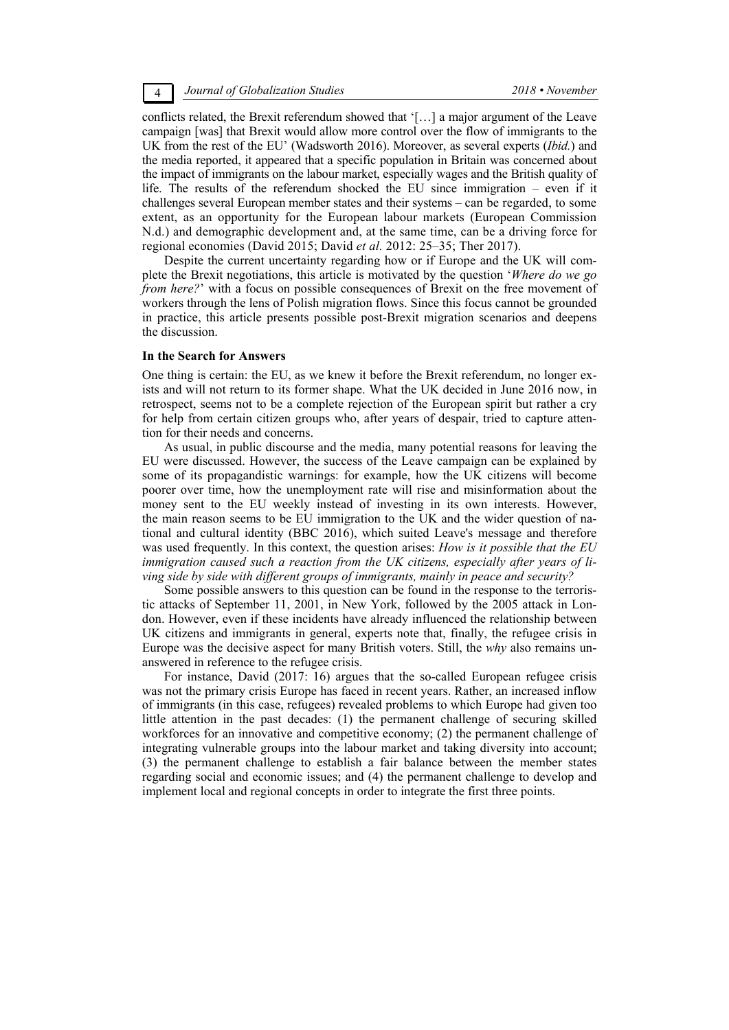conflicts related, the Brexit referendum showed that '[…] a major argument of the Leave campaign [was] that Brexit would allow more control over the flow of immigrants to the UK from the rest of the EU' (Wadsworth 2016). Moreover, as several experts (*Ibid.*) and the media reported, it appeared that a specific population in Britain was concerned about the impact of immigrants on the labour market, especially wages and the British quality of life. The results of the referendum shocked the EU since immigration – even if it challenges several European member states and their systems – can be regarded, to some extent, as an opportunity for the European labour markets (European Commission N.d.) and demographic development and, at the same time, can be a driving force for regional economies (David 2015; David *et al.* 2012: 25–35; Ther 2017).

Despite the current uncertainty regarding how or if Europe and the UK will complete the Brexit negotiations, this article is motivated by the question '*Where do we go from here?*' with a focus on possible consequences of Brexit on the free movement of workers through the lens of Polish migration flows. Since this focus cannot be grounded in practice, this article presents possible post-Brexit migration scenarios and deepens the discussion.

### In the Search for Answers

One thing is certain: the EU, as we knew it before the Brexit referendum, no longer exists and will not return to its former shape. What the UK decided in June 2016 now, in retrospect, seems not to be a complete rejection of the European spirit but rather a cry for help from certain citizen groups who, after years of despair, tried to capture attention for their needs and concerns.

As usual, in public discourse and the media, many potential reasons for leaving the EU were discussed. However, the success of the Leave campaign can be explained by some of its propagandistic warnings: for example, how the UK citizens will become poorer over time, how the unemployment rate will rise and misinformation about the money sent to the EU weekly instead of investing in its own interests. However, the main reason seems to be EU immigration to the UK and the wider question of national and cultural identity (BBC 2016), which suited Leave's message and therefore was used frequently. In this context, the question arises: *How is it possible that the EU immigration caused such a reaction from the UK citizens, especially after years of living side by side with different groups of immigrants, mainly in peace and security?*

Some possible answers to this question can be found in the response to the terroristic attacks of September 11, 2001, in New York, followed by the 2005 attack in London. However, even if these incidents have already influenced the relationship between UK citizens and immigrants in general, experts note that, finally, the refugee crisis in Europe was the decisive aspect for many British voters. Still, the *why* also remains unanswered in reference to the refugee crisis.

For instance, David (2017: 16) argues that the so-called European refugee crisis was not the primary crisis Europe has faced in recent years. Rather, an increased inflow of immigrants (in this case, refugees) revealed problems to which Europe had given too little attention in the past decades: (1) the permanent challenge of securing skilled workforces for an innovative and competitive economy; (2) the permanent challenge of integrating vulnerable groups into the labour market and taking diversity into account; (3) the permanent challenge to establish a fair balance between the member states regarding social and economic issues; and (4) the permanent challenge to develop and implement local and regional concepts in order to integrate the first three points.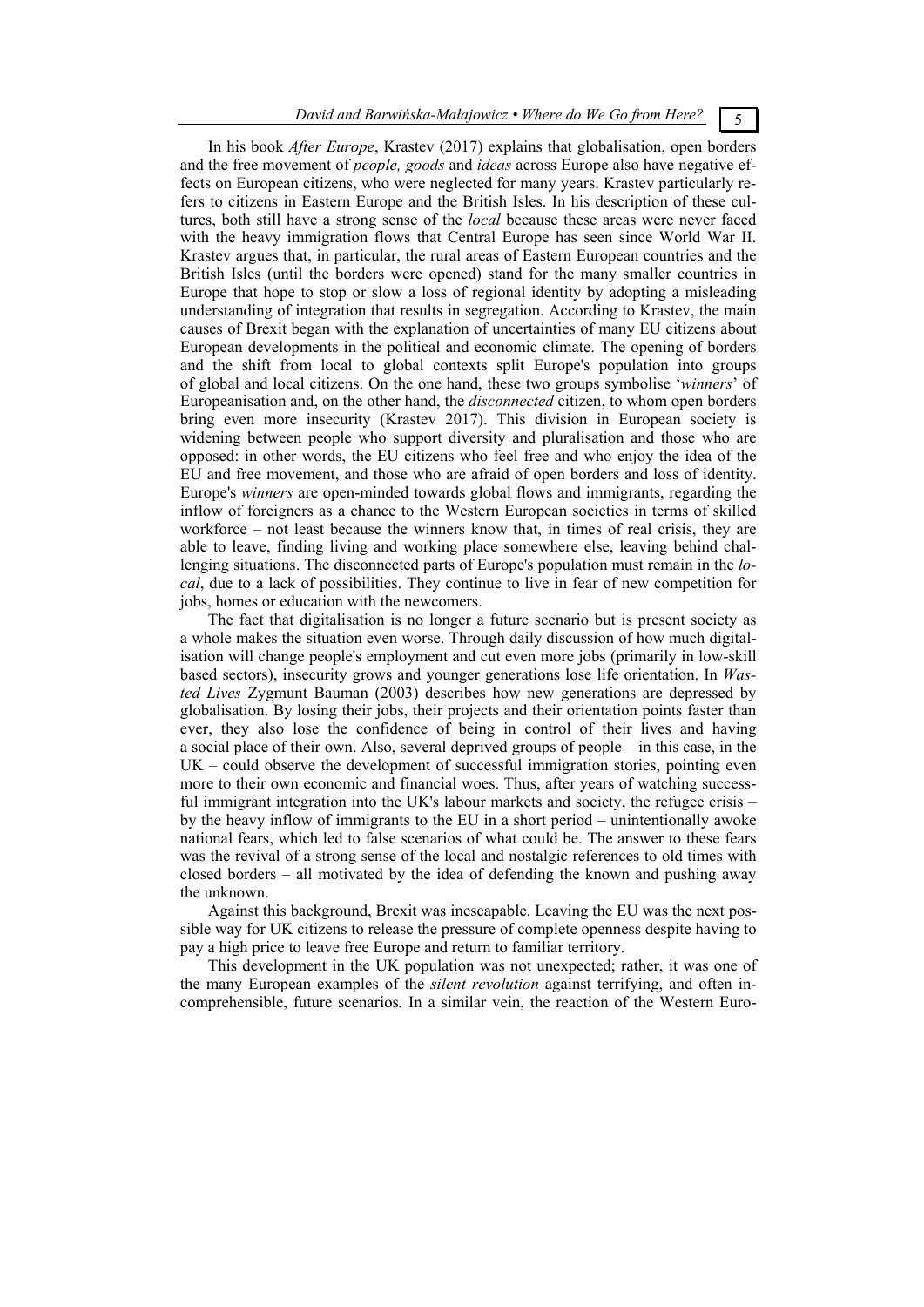In his book *After Europe*, Krastev (2017) explains that globalisation, open borders and the free movement of *people, goods* and *ideas* across Europe also have negative effects on European citizens, who were neglected for many years. Krastev particularly refers to citizens in Eastern Europe and the British Isles. In his description of these cultures, both still have a strong sense of the *local* because these areas were never faced with the heavy immigration flows that Central Europe has seen since World War II. Krastev argues that, in particular, the rural areas of Eastern European countries and the British Isles (until the borders were opened) stand for the many smaller countries in Europe that hope to stop or slow a loss of regional identity by adopting a misleading understanding of integration that results in segregation. According to Krastev, the main causes of Brexit began with the explanation of uncertainties of many EU citizens about European developments in the political and economic climate. The opening of borders and the shift from local to global contexts split Europe's population into groups of global and local citizens. On the one hand, these two groups symbolise '*winners*' of Europeanisation and, on the other hand, the *disconnected* citizen, to whom open borders bring even more insecurity (Krastev 2017). This division in European society is widening between people who support diversity and pluralisation and those who are opposed: in other words, the EU citizens who feel free and who enjoy the idea of the EU and free movement, and those who are afraid of open borders and loss of identity. Europe's *winners* are open-minded towards global flows and immigrants, regarding the inflow of foreigners as a chance to the Western European societies in terms of skilled workforce – not least because the winners know that, in times of real crisis, they are able to leave, finding living and working place somewhere else, leaving behind challenging situations. The disconnected parts of Europe's population must remain in the *local*, due to a lack of possibilities. They continue to live in fear of new competition for jobs, homes or education with the newcomers.

The fact that digitalisation is no longer a future scenario but is present society as a whole makes the situation even worse. Through daily discussion of how much digitalisation will change people's employment and cut even more jobs (primarily in low-skill based sectors), insecurity grows and younger generations lose life orientation. In *Wasted Lives* Zygmunt Bauman (2003) describes how new generations are depressed by globalisation. By losing their jobs, their projects and their orientation points faster than ever, they also lose the confidence of being in control of their lives and having a social place of their own. Also, several deprived groups of people – in this case, in the UK – could observe the development of successful immigration stories, pointing even more to their own economic and financial woes. Thus, after years of watching successful immigrant integration into the UK's labour markets and society, the refugee crisis – by the heavy inflow of immigrants to the EU in a short period – unintentionally awoke national fears, which led to false scenarios of what could be. The answer to these fears was the revival of a strong sense of the local and nostalgic references to old times with closed borders – all motivated by the idea of defending the known and pushing away the unknown.

Against this background, Brexit was inescapable. Leaving the EU was the next possible way for UK citizens to release the pressure of complete openness despite having to pay a high price to leave free Europe and return to familiar territory.

This development in the UK population was not unexpected; rather, it was one of the many European examples of the *silent revolution* against terrifying, and often incomprehensible, future scenarios. In a similar vein, the reaction of the Western Euro-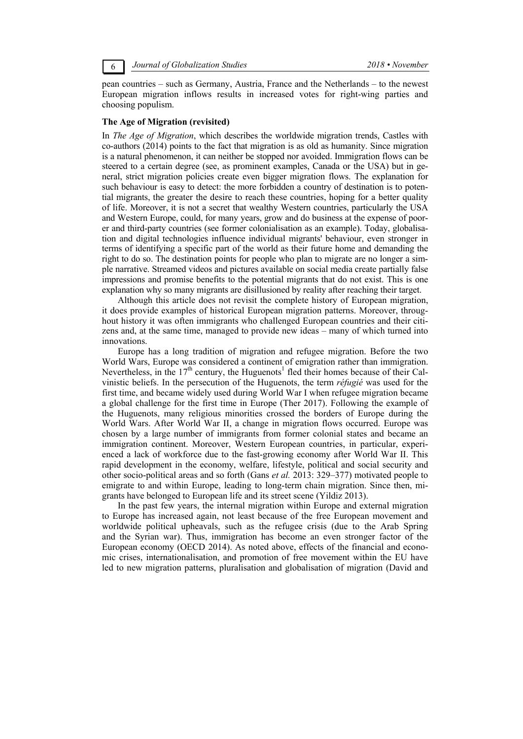pean countries – such as Germany, Austria, France and the Netherlands – to the newest European migration inflows results in increased votes for right-wing parties and choosing populism.

### The Age of Migration (revisited)

In *The Age of Migration*, which describes the worldwide migration trends, Castles with co-authors (2014) points to the fact that migration is as old as humanity. Since migration is a natural phenomenon, it can neither be stopped nor avoided. Immigration flows can be steered to a certain degree (see, as prominent examples, Canada or the USA) but in general, strict migration policies create even bigger migration flows. The explanation for such behaviour is easy to detect: the more forbidden a country of destination is to potential migrants, the greater the desire to reach these countries, hoping for a better quality of life. Moreover, it is not a secret that wealthy Western countries, particularly the USA and Western Europe, could, for many years, grow and do business at the expense of poorer and third-party countries (see former colonialisation as an example). Today, globalisation and digital technologies influence individual migrants' behaviour, even stronger in terms of identifying a specific part of the world as their future home and demanding the right to do so. The destination points for people who plan to migrate are no longer a simple narrative. Streamed videos and pictures available on social media create partially false impressions and promise benefits to the potential migrants that do not exist. This is one explanation why so many migrants are disillusioned by reality after reaching their target.

Although this article does not revisit the complete history of European migration, it does provide examples of historical European migration patterns. Moreover, throughout history it was often immigrants who challenged European countries and their citizens and, at the same time, managed to provide new ideas – many of which turned into innovations.

Europe has a long tradition of migration and refugee migration. Before the two World Wars, Europe was considered a continent of emigration rather than immigration. Nevertheless, in the 17th century, the Huguenots[1] fled their homes because of their Calvinistic beliefs. In the persecution of the Huguenots, the term *réfugié* was used for the first time, and became widely used during World War I when refugee migration became a global challenge for the first time in Europe (Ther 2017). Following the example of the Huguenots, many religious minorities crossed the borders of Europe during the World Wars. After World War II, a change in migration flows occurred. Europe was chosen by a large number of immigrants from former colonial states and became an immigration continent. Moreover, Western European countries, in particular, experienced a lack of workforce due to the fast-growing economy after World War II. This rapid development in the economy, welfare, lifestyle, political and social security and other socio-political areas and so forth (Gans *et al.* 2013: 329–377) motivated people to emigrate to and within Europe, leading to long-term chain migration. Since then, migrants have belonged to European life and its street scene (Yildiz 2013).

In the past few years, the internal migration within Europe and external migration to Europe has increased again, not least because of the free European movement and worldwide political upheavals, such as the refugee crisis (due to the Arab Spring and the Syrian war). Thus, immigration has become an even stronger factor of the European economy (OECD 2014). As noted above, effects of the financial and economic crises, internationalisation, and promotion of free movement within the EU have led to new migration patterns, pluralisation and globalisation of migration (David and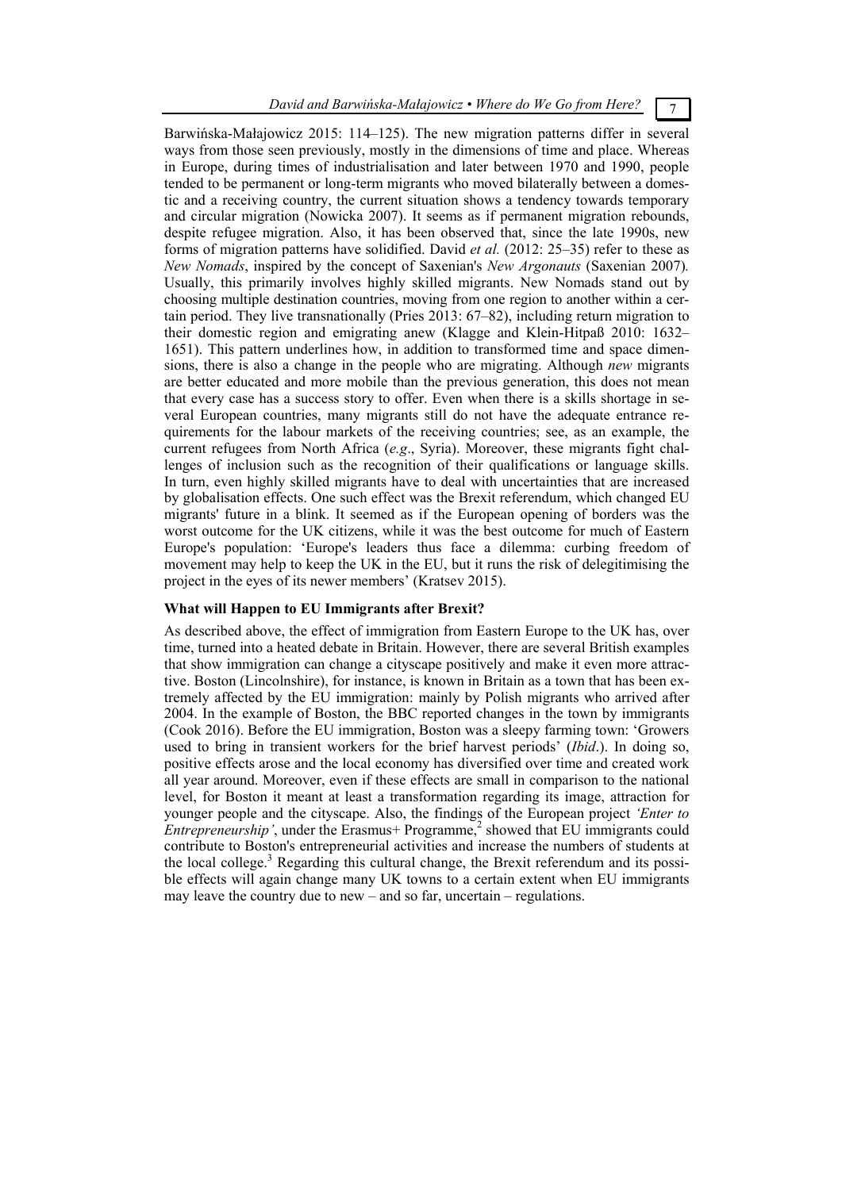Barwińska-Małajowicz 2015: 114–125). The new migration patterns differ in several ways from those seen previously, mostly in the dimensions of time and place. Whereas in Europe, during times of industrialisation and later between 1970 and 1990, people tended to be permanent or long-term migrants who moved bilaterally between a domestic and a receiving country, the current situation shows a tendency towards temporary and circular migration (Nowicka 2007). It seems as if permanent migration rebounds, despite refugee migration. Also, it has been observed that, since the late 1990s, new forms of migration patterns have solidified. David *et al.* (2012: 25–35) refer to these as *New Nomads*, inspired by the concept of Saxenian's *New Argonauts* (Saxenian 2007). Usually, this primarily involves highly skilled migrants. New Nomads stand out by choosing multiple destination countries, moving from one region to another within a certain period. They live transnationally (Pries 2013: 67–82), including return migration to their domestic region and emigrating anew (Klagge and Klein-Hitpaß 2010: 1632–1651). This pattern underlines how, in addition to transformed time and space dimensions, there is also a change in the people who are migrating. Although *new* migrants are better educated and more mobile than the previous generation, this does not mean that every case has a success story to offer. Even when there is a skills shortage in several European countries, many migrants still do not have the adequate entrance requirements for the labour markets of the receiving countries; see, as an example, the current refugees from North Africa (*e.g*., Syria). Moreover, these migrants fight challenges of inclusion such as the recognition of their qualifications or language skills. In turn, even highly skilled migrants have to deal with uncertainties that are increased by globalisation effects. One such effect was the Brexit referendum, which changed EU migrants' future in a blink. It seemed as if the European opening of borders was the worst outcome for the UK citizens, while it was the best outcome for much of Eastern Europe's population: 'Europe's leaders thus face a dilemma: curbing freedom of movement may help to keep the UK in the EU, but it runs the risk of delegitimising the project in the eyes of its newer members' (Kratsev 2015).

**What will Happen to EU Immigrants after Brexit?**

As described above, the effect of immigration from Eastern Europe to the UK has, over time, turned into a heated debate in Britain. However, there are several British examples that show immigration can change a cityscape positively and make it even more attractive. Boston (Lincolnshire), for instance, is known in Britain as a town that has been extremely affected by the EU immigration: mainly by Polish migrants who arrived after 2004. In the example of Boston, the BBC reported changes in the town by immigrants (Cook 2016). Before the EU immigration, Boston was a sleepy farming town: 'Growers used to bring in transient workers for the brief harvest periods' (*Ibid*.). In doing so, positive effects arose and the local economy has diversified over time and created work all year around. Moreover, even if these effects are small in comparison to the national level, for Boston it meant at least a transformation regarding its image, attraction for younger people and the cityscape. Also, the findings of the European project *'Enter to Entrepreneurship'*, under the Erasmus+ Programme,[2] showed that EU immigrants could contribute to Boston's entrepreneurial activities and increase the numbers of students at the local college.[3] Regarding this cultural change, the Brexit referendum and its possible effects will again change many UK towns to a certain extent when EU immigrants may leave the country due to new – and so far, uncertain – regulations.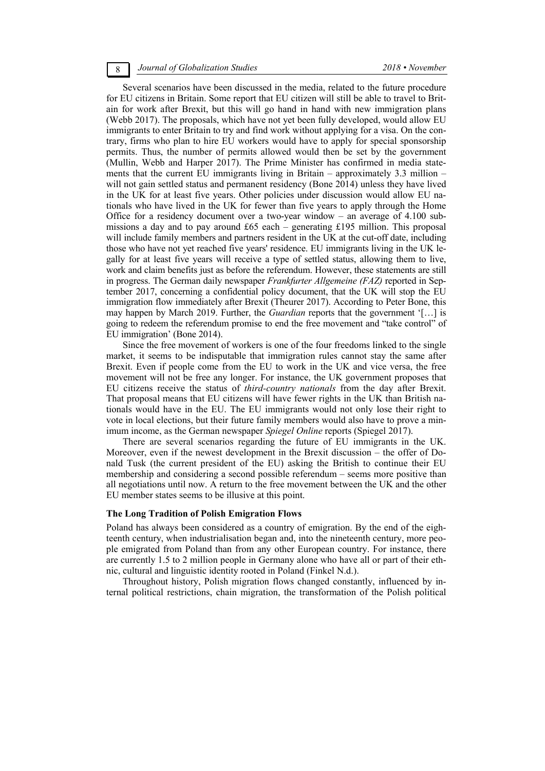Several scenarios have been discussed in the media, related to the future procedure for EU citizens in Britain. Some report that EU citizen will still be able to travel to Britain for work after Brexit, but this will go hand in hand with new immigration plans (Webb 2017). The proposals, which have not yet been fully developed, would allow EU immigrants to enter Britain to try and find work without applying for a visa. On the contrary, firms who plan to hire EU workers would have to apply for special sponsorship permits. Thus, the number of permits allowed would then be set by the government (Mullin, Webb and Harper 2017). The Prime Minister has confirmed in media statements that the current EU immigrants living in Britain – approximately 3.3 million – will not gain settled status and permanent residency (Bone 2014) unless they have lived in the UK for at least five years. Other policies under discussion would allow EU nationals who have lived in the UK for fewer than five years to apply through the Home Office for a residency document over a two-year window – an average of 4.100 submissions a day and to pay around £65 each – generating £195 million. This proposal will include family members and partners resident in the UK at the cut-off date, including those who have not yet reached five years' residence. EU immigrants living in the UK legally for at least five years will receive a type of settled status, allowing them to live, work and claim benefits just as before the referendum. However, these statements are still in progress. The German daily newspaper *Frankfurter Allgemeine (FAZ)* reported in September 2017, concerning a confidential policy document, that the UK will stop the EU immigration flow immediately after Brexit (Theurer 2017). According to Peter Bone, this may happen by March 2019. Further, the *Guardian* reports that the government '[…] is going to redeem the referendum promise to end the free movement and "take control" of EU immigration' (Bone 2014).

Since the free movement of workers is one of the four freedoms linked to the single market, it seems to be indisputable that immigration rules cannot stay the same after Brexit. Even if people come from the EU to work in the UK and vice versa, the free movement will not be free any longer. For instance, the UK government proposes that EU citizens receive the status of *third-country nationals* from the day after Brexit. That proposal means that EU citizens will have fewer rights in the UK than British nationals would have in the EU. The EU immigrants would not only lose their right to vote in local elections, but their future family members would also have to prove a minimum income, as the German newspaper *Spiegel Online* reports (Spiegel 2017).

There are several scenarios regarding the future of EU immigrants in the UK. Moreover, even if the newest development in the Brexit discussion – the offer of Donald Tusk (the current president of the EU) asking the British to continue their EU membership and considering a second possible referendum – seems more positive than all negotiations until now. A return to the free movement between the UK and the other EU member states seems to be illusive at this point.

### The Long Tradition of Polish Emigration Flows

Poland has always been considered as a country of emigration. By the end of the eighteenth century, when industrialisation began and, into the nineteenth century, more people emigrated from Poland than from any other European country. For instance, there are currently 1.5 to 2 million people in Germany alone who have all or part of their ethnic, cultural and linguistic identity rooted in Poland (Finkel N.d.).

Throughout history, Polish migration flows changed constantly, influenced by internal political restrictions, chain migration, the transformation of the Polish political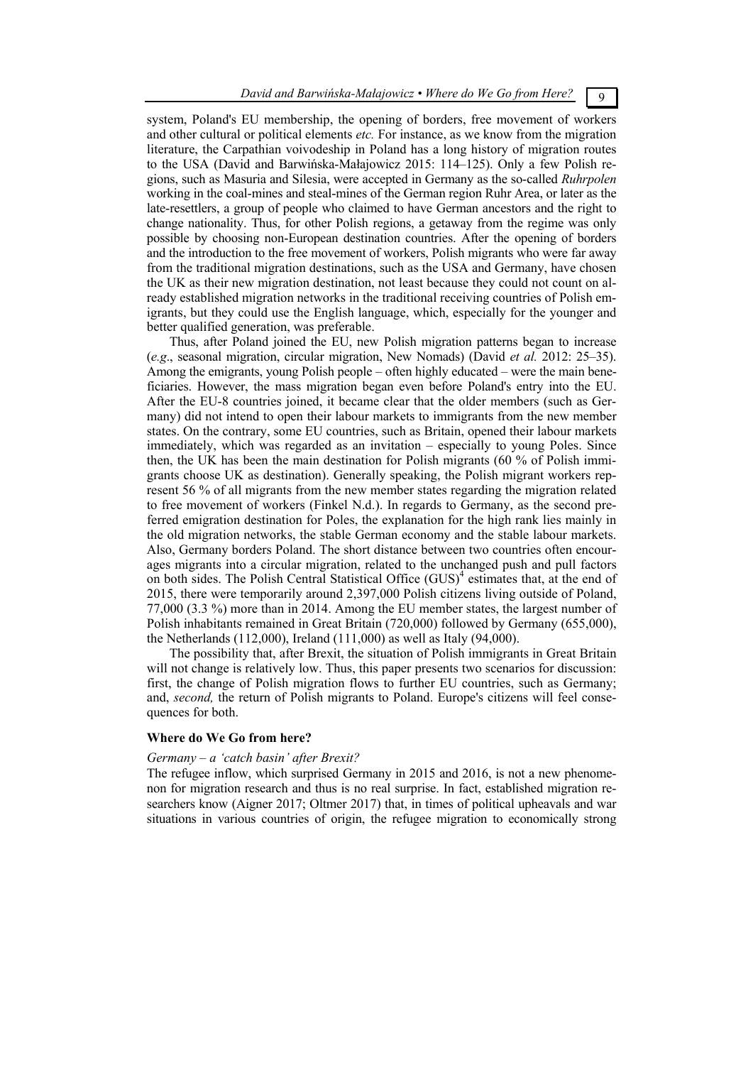system, Poland's EU membership, the opening of borders, free movement of workers and other cultural or political elements *etc.* For instance, as we know from the migration literature, the Carpathian voivodeship in Poland has a long history of migration routes to the USA (David and Barwińska-Małajowicz 2015: 114–125). Only a few Polish regions, such as Masuria and Silesia, were accepted in Germany as the so-called *Ruhrpolen* working in the coal-mines and steal-mines of the German region Ruhr Area, or later as the late-resettlers, a group of people who claimed to have German ancestors and the right to change nationality. Thus, for other Polish regions, a getaway from the regime was only possible by choosing non-European destination countries. After the opening of borders and the introduction to the free movement of workers, Polish migrants who were far away from the traditional migration destinations, such as the USA and Germany, have chosen the UK as their new migration destination, not least because they could not count on already established migration networks in the traditional receiving countries of Polish emigrants, but they could use the English language, which, especially for the younger and better qualified generation, was preferable.

Thus, after Poland joined the EU, new Polish migration patterns began to increase (*e.g*., seasonal migration, circular migration, New Nomads) (David *et al.* 2012: 25–35). Among the emigrants, young Polish people – often highly educated – were the main beneficiaries. However, the mass migration began even before Poland's entry into the EU. After the EU-8 countries joined, it became clear that the older members (such as Germany) did not intend to open their labour markets to immigrants from the new member states. On the contrary, some EU countries, such as Britain, opened their labour markets immediately, which was regarded as an invitation – especially to young Poles. Since then, the UK has been the main destination for Polish migrants (60 % of Polish immigrants choose UK as destination). Generally speaking, the Polish migrant workers represent 56 % of all migrants from the new member states regarding the migration related to free movement of workers (Finkel N.d.). In regards to Germany, as the second preferred emigration destination for Poles, the explanation for the high rank lies mainly in the old migration networks, the stable German economy and the stable labour markets. Also, Germany borders Poland. The short distance between two countries often encourages migrants into a circular migration, related to the unchanged push and pull factors on both sides. The Polish Central Statistical Office (GUS)[4] estimates that, at the end of 2015, there were temporarily around 2,397,000 Polish citizens living outside of Poland, 77,000 (3.3 %) more than in 2014. Among the EU member states, the largest number of Polish inhabitants remained in Great Britain (720,000) followed by Germany (655,000), the Netherlands (112,000), Ireland (111,000) as well as Italy (94,000).

The possibility that, after Brexit, the situation of Polish immigrants in Great Britain will not change is relatively low. Thus, this paper presents two scenarios for discussion: first, the change of Polish migration flows to further EU countries, such as Germany; and, *second,* the return of Polish migrants to Poland. Europe's citizens will feel consequences for both.

## Where do We Go from here?

### *Germany – a 'catch basin' after Brexit?*

The refugee inflow, which surprised Germany in 2015 and 2016, is not a new phenomenon for migration research and thus is no real surprise. In fact, established migration researchers know (Aigner 2017; Oltmer 2017) that, in times of political upheavals and war situations in various countries of origin, the refugee migration to economically strong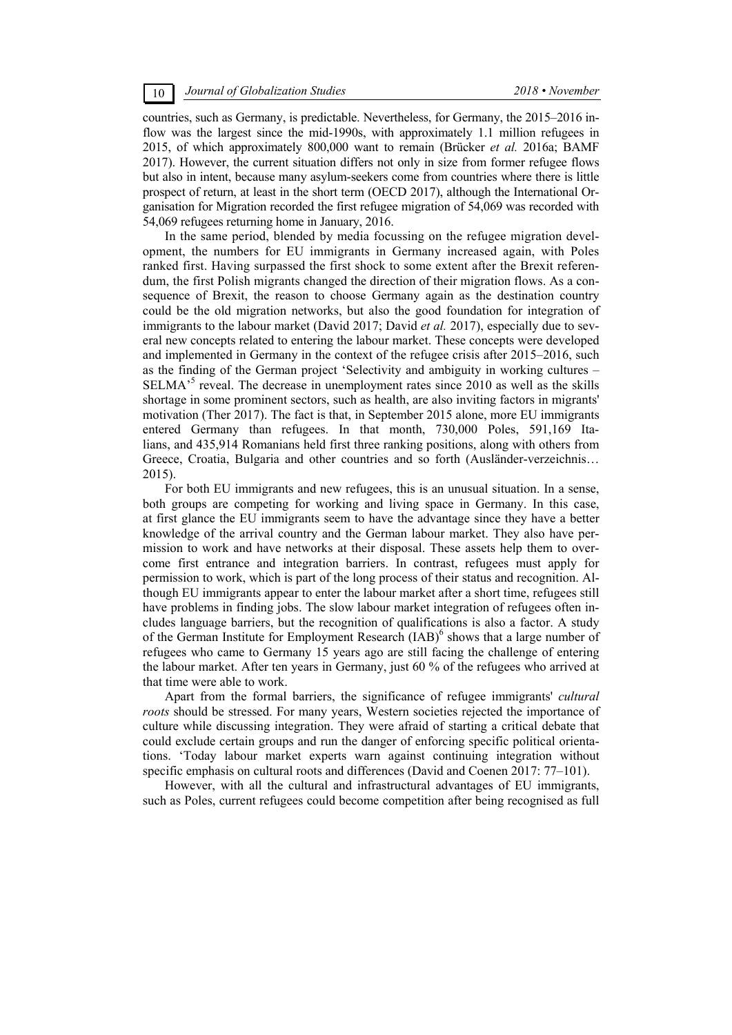countries, such as Germany, is predictable. Nevertheless, for Germany, the 2015–2016 inflow was the largest since the mid-1990s, with approximately 1.1 million refugees in 2015, of which approximately 800,000 want to remain (Brücker *et al.* 2016a; BAMF 2017). However, the current situation differs not only in size from former refugee flows but also in intent, because many asylum-seekers come from countries where there is little prospect of return, at least in the short term (OECD 2017), although the International Organisation for Migration recorded the first refugee migration of 54,069 was recorded with 54,069 refugees returning home in January, 2016.

In the same period, blended by media focussing on the refugee migration development, the numbers for EU immigrants in Germany increased again, with Poles ranked first. Having surpassed the first shock to some extent after the Brexit referendum, the first Polish migrants changed the direction of their migration flows. As a consequence of Brexit, the reason to choose Germany again as the destination country could be the old migration networks, but also the good foundation for integration of immigrants to the labour market (David 2017; David *et al.* 2017), especially due to several new concepts related to entering the labour market. These concepts were developed and implemented in Germany in the context of the refugee crisis after 2015–2016, such as the finding of the German project 'Selectivity and ambiguity in working cultures – SELMA'[5] reveal. The decrease in unemployment rates since 2010 as well as the skills shortage in some prominent sectors, such as health, are also inviting factors in migrants' motivation (Ther 2017). The fact is that, in September 2015 alone, more EU immigrants entered Germany than refugees. In that month, 730,000 Poles, 591,169 Italians, and 435,914 Romanians held first three ranking positions, along with others from Greece, Croatia, Bulgaria and other countries and so forth (Ausländer-verzeichnis… 2015).

For both EU immigrants and new refugees, this is an unusual situation. In a sense, both groups are competing for working and living space in Germany. In this case, at first glance the EU immigrants seem to have the advantage since they have a better knowledge of the arrival country and the German labour market. They also have permission to work and have networks at their disposal. These assets help them to overcome first entrance and integration barriers. In contrast, refugees must apply for permission to work, which is part of the long process of their status and recognition. Although EU immigrants appear to enter the labour market after a short time, refugees still have problems in finding jobs. The slow labour market integration of refugees often includes language barriers, but the recognition of qualifications is also a factor. A study of the German Institute for Employment Research (IAB)[6] shows that a large number of refugees who came to Germany 15 years ago are still facing the challenge of entering the labour market. After ten years in Germany, just 60 % of the refugees who arrived at that time were able to work.

Apart from the formal barriers, the significance of refugee immigrants' *cultural roots* should be stressed. For many years, Western societies rejected the importance of culture while discussing integration. They were afraid of starting a critical debate that could exclude certain groups and run the danger of enforcing specific political orientations. 'Today labour market experts warn against continuing integration without specific emphasis on cultural roots and differences (David and Coenen 2017: 77–101).

However, with all the cultural and infrastructural advantages of EU immigrants, such as Poles, current refugees could become competition after being recognised as full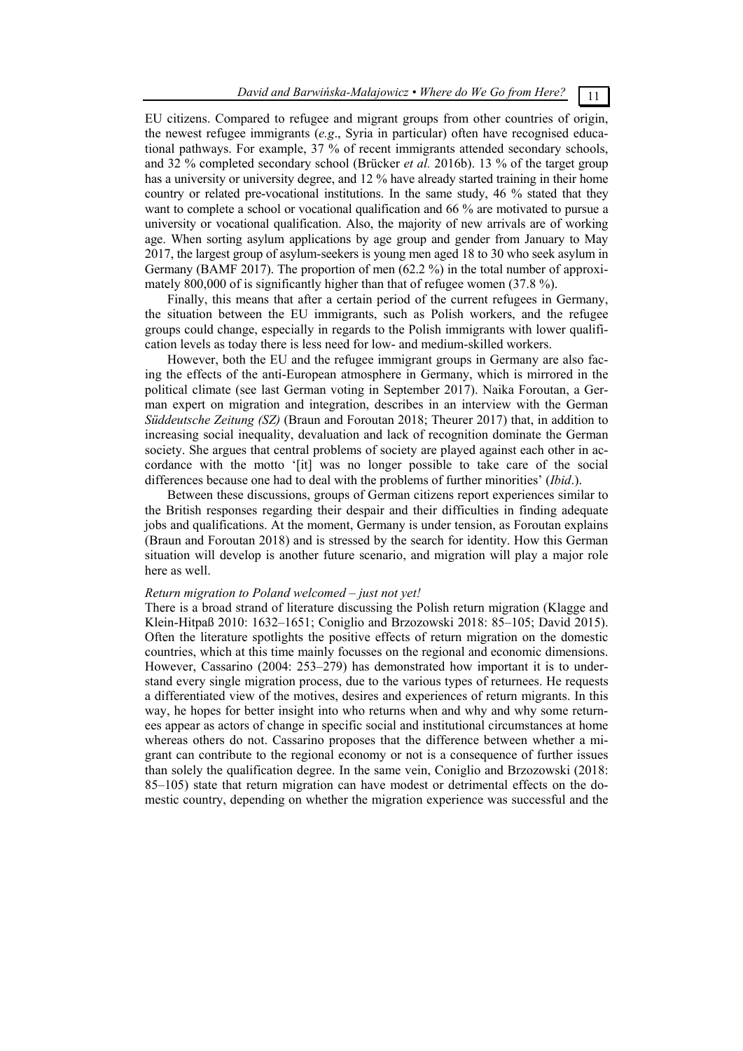EU citizens. Compared to refugee and migrant groups from other countries of origin, the newest refugee immigrants (*e.g*., Syria in particular) often have recognised educational pathways. For example, 37 % of recent immigrants attended secondary schools, and 32 % completed secondary school (Brücker *et al.* 2016b). 13 % of the target group has a university or university degree, and 12 % have already started training in their home country or related pre-vocational institutions. In the same study, 46 % stated that they want to complete a school or vocational qualification and 66 % are motivated to pursue a university or vocational qualification. Also, the majority of new arrivals are of working age. When sorting asylum applications by age group and gender from January to May 2017, the largest group of asylum-seekers is young men aged 18 to 30 who seek asylum in Germany (BAMF 2017). The proportion of men (62.2 %) in the total number of approximately 800,000 of is significantly higher than that of refugee women (37.8 %).

Finally, this means that after a certain period of the current refugees in Germany, the situation between the EU immigrants, such as Polish workers, and the refugee groups could change, especially in regards to the Polish immigrants with lower qualification levels as today there is less need for low- and medium-skilled workers.

However, both the EU and the refugee immigrant groups in Germany are also facing the effects of the anti-European atmosphere in Germany, which is mirrored in the political climate (see last German voting in September 2017). Naika Foroutan, a German expert on migration and integration, describes in an interview with the German *Süddeutsche Zeitung (SZ)* (Braun and Foroutan 2018; Theurer 2017) that, in addition to increasing social inequality, devaluation and lack of recognition dominate the German society. She argues that central problems of society are played against each other in accordance with the motto '[it] was no longer possible to take care of the social differences because one had to deal with the problems of further minorities' (*Ibid*.).

Between these discussions, groups of German citizens report experiences similar to the British responses regarding their despair and their difficulties in finding adequate jobs and qualifications. At the moment, Germany is under tension, as Foroutan explains (Braun and Foroutan 2018) and is stressed by the search for identity. How this German situation will develop is another future scenario, and migration will play a major role here as well.

*Return migration to Poland welcomed – just not yet!*

There is a broad strand of literature discussing the Polish return migration (Klagge and Klein-Hitpaß 2010: 1632–1651; Coniglio and Brzozowski 2018: 85–105; David 2015). Often the literature spotlights the positive effects of return migration on the domestic countries, which at this time mainly focusses on the regional and economic dimensions. However, Cassarino (2004: 253–279) has demonstrated how important it is to understand every single migration process, due to the various types of returnees. He requests a differentiated view of the motives, desires and experiences of return migrants. In this way, he hopes for better insight into who returns when and why and why some returnees appear as actors of change in specific social and institutional circumstances at home whereas others do not. Cassarino proposes that the difference between whether a migrant can contribute to the regional economy or not is a consequence of further issues than solely the qualification degree. In the same vein, Coniglio and Brzozowski (2018: 85–105) state that return migration can have modest or detrimental effects on the domestic country, depending on whether the migration experience was successful and the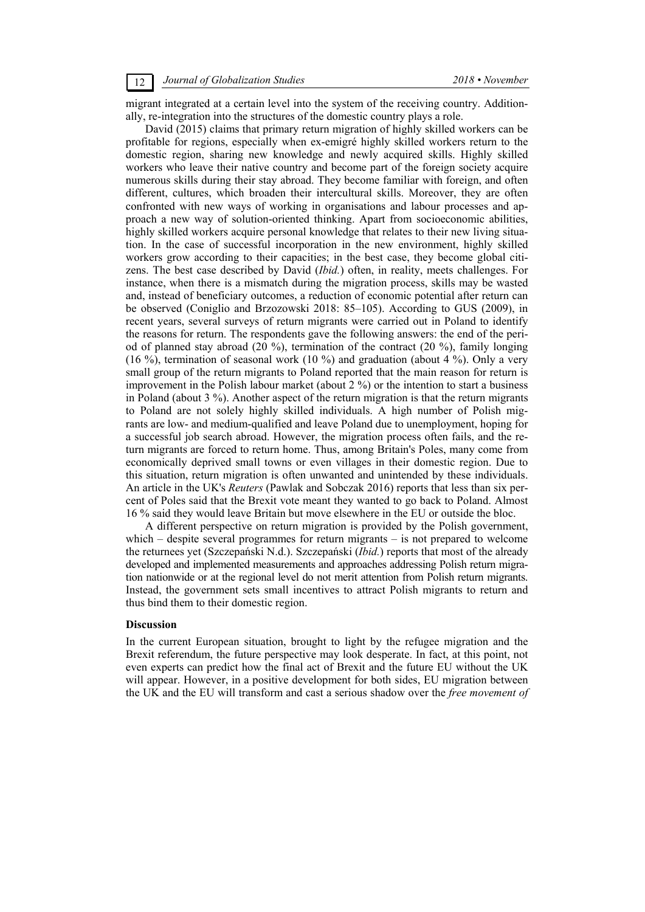migrant integrated at a certain level into the system of the receiving country. Additionally, re-integration into the structures of the domestic country plays a role.

David (2015) claims that primary return migration of highly skilled workers can be profitable for regions, especially when ex-emigré highly skilled workers return to the domestic region, sharing new knowledge and newly acquired skills. Highly skilled workers who leave their native country and become part of the foreign society acquire numerous skills during their stay abroad. They become familiar with foreign, and often different, cultures, which broaden their intercultural skills. Moreover, they are often confronted with new ways of working in organisations and labour processes and approach a new way of solution-oriented thinking. Apart from socioeconomic abilities, highly skilled workers acquire personal knowledge that relates to their new living situation. In the case of successful incorporation in the new environment, highly skilled workers grow according to their capacities; in the best case, they become global citizens. The best case described by David (*Ibid.*) often, in reality, meets challenges. For instance, when there is a mismatch during the migration process, skills may be wasted and, instead of beneficiary outcomes, a reduction of economic potential after return can be observed (Coniglio and Brzozowski 2018: 85–105). According to GUS (2009), in recent years, several surveys of return migrants were carried out in Poland to identify the reasons for return. The respondents gave the following answers: the end of the period of planned stay abroad (20 %), termination of the contract (20 %), family longing (16 %), termination of seasonal work (10 %) and graduation (about 4 %). Only a very small group of the return migrants to Poland reported that the main reason for return is improvement in the Polish labour market (about 2 %) or the intention to start a business in Poland (about 3 %). Another aspect of the return migration is that the return migrants to Poland are not solely highly skilled individuals. A high number of Polish migrants are low- and medium-qualified and leave Poland due to unemployment, hoping for a successful job search abroad. However, the migration process often fails, and the return migrants are forced to return home. Thus, among Britain's Poles, many come from economically deprived small towns or even villages in their domestic region. Due to this situation, return migration is often unwanted and unintended by these individuals. An article in the UK's *Reuters* (Pawlak and Sobczak 2016) reports that less than six percent of Poles said that the Brexit vote meant they wanted to go back to Poland. Almost 16 % said they would leave Britain but move elsewhere in the EU or outside the bloc.

A different perspective on return migration is provided by the Polish government, which – despite several programmes for return migrants – is not prepared to welcome the returnees yet (Szczepański N.d.). Szczepański (*Ibid.*) reports that most of the already developed and implemented measurements and approaches addressing Polish return migration nationwide or at the regional level do not merit attention from Polish return migrants. Instead, the government sets small incentives to attract Polish migrants to return and thus bind them to their domestic region.

## Discussion

In the current European situation, brought to light by the refugee migration and the Brexit referendum, the future perspective may look desperate. In fact, at this point, not even experts can predict how the final act of Brexit and the future EU without the UK will appear. However, in a positive development for both sides, EU migration between the UK and the EU will transform and cast a serious shadow over the *free movement of*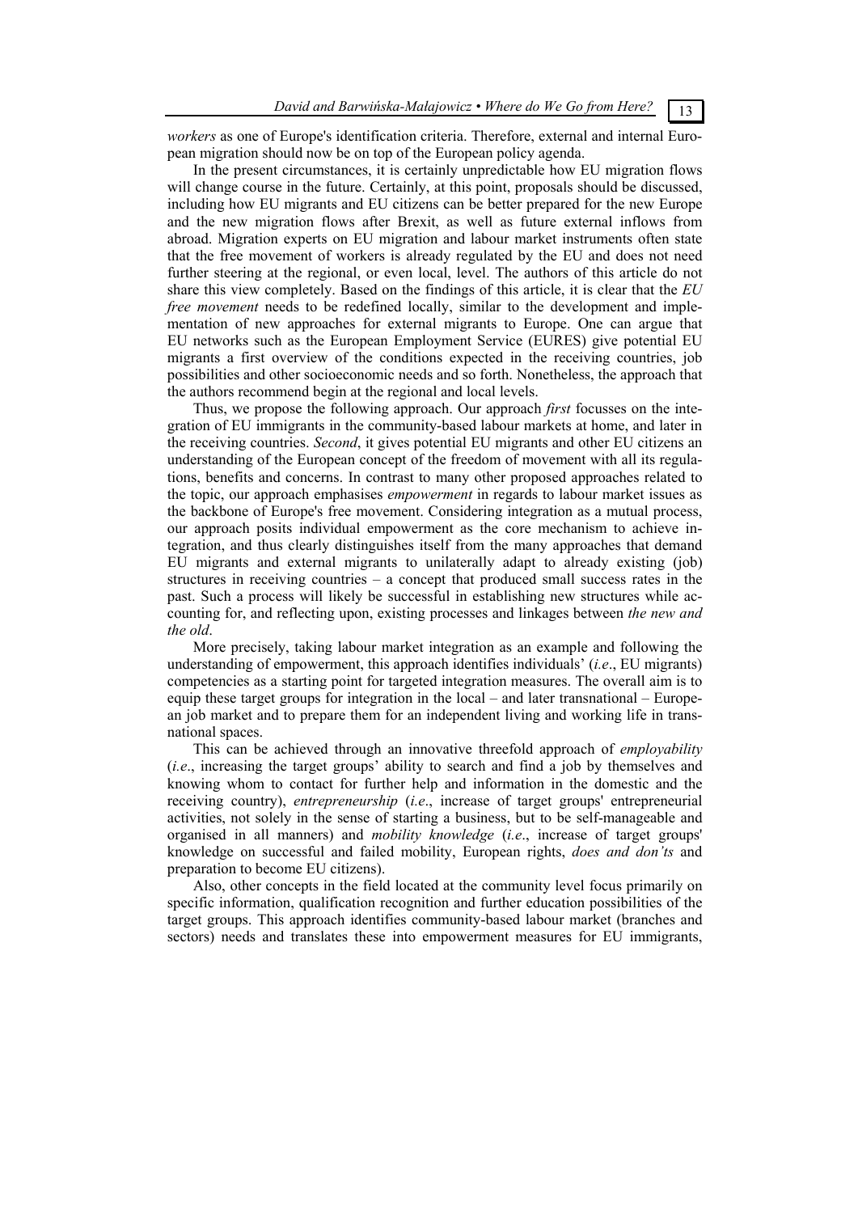*workers* as one of Europe's identification criteria. Therefore, external and internal European migration should now be on top of the European policy agenda.

In the present circumstances, it is certainly unpredictable how EU migration flows will change course in the future. Certainly, at this point, proposals should be discussed, including how EU migrants and EU citizens can be better prepared for the new Europe and the new migration flows after Brexit, as well as future external inflows from abroad. Migration experts on EU migration and labour market instruments often state that the free movement of workers is already regulated by the EU and does not need further steering at the regional, or even local, level. The authors of this article do not share this view completely. Based on the findings of this article, it is clear that the *EU free movement* needs to be redefined locally, similar to the development and implementation of new approaches for external migrants to Europe. One can argue that EU networks such as the European Employment Service (EURES) give potential EU migrants a first overview of the conditions expected in the receiving countries, job possibilities and other socioeconomic needs and so forth. Nonetheless, the approach that the authors recommend begin at the regional and local levels.

Thus, we propose the following approach. Our approach *first* focusses on the integration of EU immigrants in the community-based labour markets at home, and later in the receiving countries. *Second*, it gives potential EU migrants and other EU citizens an understanding of the European concept of the freedom of movement with all its regulations, benefits and concerns. In contrast to many other proposed approaches related to the topic, our approach emphasises *empowerment* in regards to labour market issues as the backbone of Europe's free movement. Considering integration as a mutual process, our approach posits individual empowerment as the core mechanism to achieve integration, and thus clearly distinguishes itself from the many approaches that demand EU migrants and external migrants to unilaterally adapt to already existing (job) structures in receiving countries – a concept that produced small success rates in the past. Such a process will likely be successful in establishing new structures while accounting for, and reflecting upon, existing processes and linkages between *the new and the old*.

More precisely, taking labour market integration as an example and following the understanding of empowerment, this approach identifies individuals' (*i.e*., EU migrants) competencies as a starting point for targeted integration measures. The overall aim is to equip these target groups for integration in the local – and later transnational – European job market and to prepare them for an independent living and working life in transnational spaces.

This can be achieved through an innovative threefold approach of *employability* (*i.e*., increasing the target groups' ability to search and find a job by themselves and knowing whom to contact for further help and information in the domestic and the receiving country), *entrepreneurship* (*i.e*., increase of target groups' entrepreneurial activities, not solely in the sense of starting a business, but to be self-manageable and organised in all manners) and *mobility knowledge* (*i.e*., increase of target groups' knowledge on successful and failed mobility, European rights, *does and don'ts* and preparation to become EU citizens).

Also, other concepts in the field located at the community level focus primarily on specific information, qualification recognition and further education possibilities of the target groups. This approach identifies community-based labour market (branches and sectors) needs and translates these into empowerment measures for EU immigrants,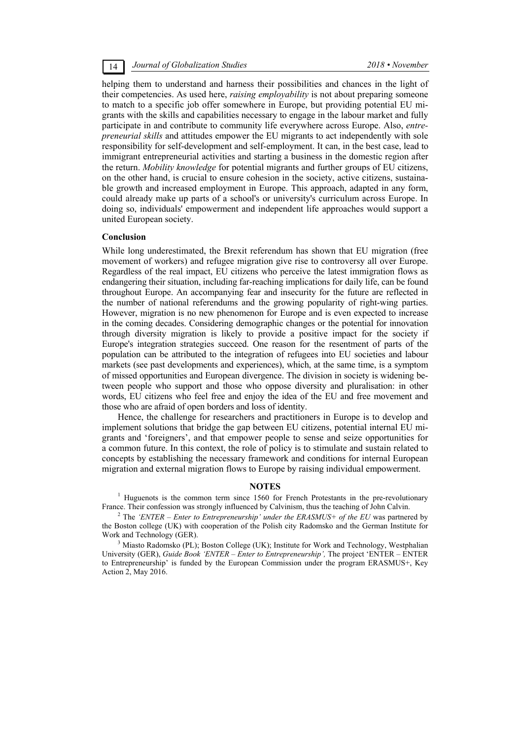helping them to understand and harness their possibilities and chances in the light of their competencies. As used here, *raising employability* is not about preparing someone to match to a specific job offer somewhere in Europe, but providing potential EU migrants with the skills and capabilities necessary to engage in the labour market and fully participate in and contribute to community life everywhere across Europe. Also, *entrepreneurial skills* and attitudes empower the EU migrants to act independently with sole responsibility for self-development and self-employment. It can, in the best case, lead to immigrant entrepreneurial activities and starting a business in the domestic region after the return. *Mobility knowledge* for potential migrants and further groups of EU citizens, on the other hand, is crucial to ensure cohesion in the society, active citizens, sustainable growth and increased employment in Europe. This approach, adapted in any form, could already make up parts of a school's or university's curriculum across Europe. In doing so, individuals' empowerment and independent life approaches would support a united European society.

## Conclusion

While long underestimated, the Brexit referendum has shown that EU migration (free movement of workers) and refugee migration give rise to controversy all over Europe. Regardless of the real impact, EU citizens who perceive the latest immigration flows as endangering their situation, including far-reaching implications for daily life, can be found throughout Europe. An accompanying fear and insecurity for the future are reflected in the number of national referendums and the growing popularity of right-wing parties. However, migration is no new phenomenon for Europe and is even expected to increase in the coming decades. Considering demographic changes or the potential for innovation through diversity migration is likely to provide a positive impact for the society if Europe's integration strategies succeed. One reason for the resentment of parts of the population can be attributed to the integration of refugees into EU societies and labour markets (see past developments and experiences), which, at the same time, is a symptom of missed opportunities and European divergence. The division in society is widening between people who support and those who oppose diversity and pluralisation: in other words, EU citizens who feel free and enjoy the idea of the EU and free movement and those who are afraid of open borders and loss of identity.

Hence, the challenge for researchers and practitioners in Europe is to develop and implement solutions that bridge the gap between EU citizens, potential internal EU migrants and 'foreigners', and that empower people to sense and seize opportunities for a common future. In this context, the role of policy is to stimulate and sustain related to concepts by establishing the necessary framework and conditions for internal European migration and external migration flows to Europe by raising individual empowerment.

## NOTES

[1] Huguenots is the common term since 1560 for French Protestants in the pre-revolutionary France. Their confession was strongly influenced by Calvinism, thus the teaching of John Calvin.

[2] The *'ENTER – Enter to Entrepreneurship' under the ERASMUS+ of the EU* was partnered by the Boston college (UK) with cooperation of the Polish city Radomsko and the German Institute for Work and Technology (GER).

[3] Miasto Radomsko (PL); Boston College (UK); Institute for Work and Technology, Westphalian University (GER), *Guide Book 'ENTER – Enter to Entrepreneurship',* The project 'ENTER – ENTER to Entrepreneurship' is funded by the European Commission under the program ERASMUS+, Key Action 2, May 2016.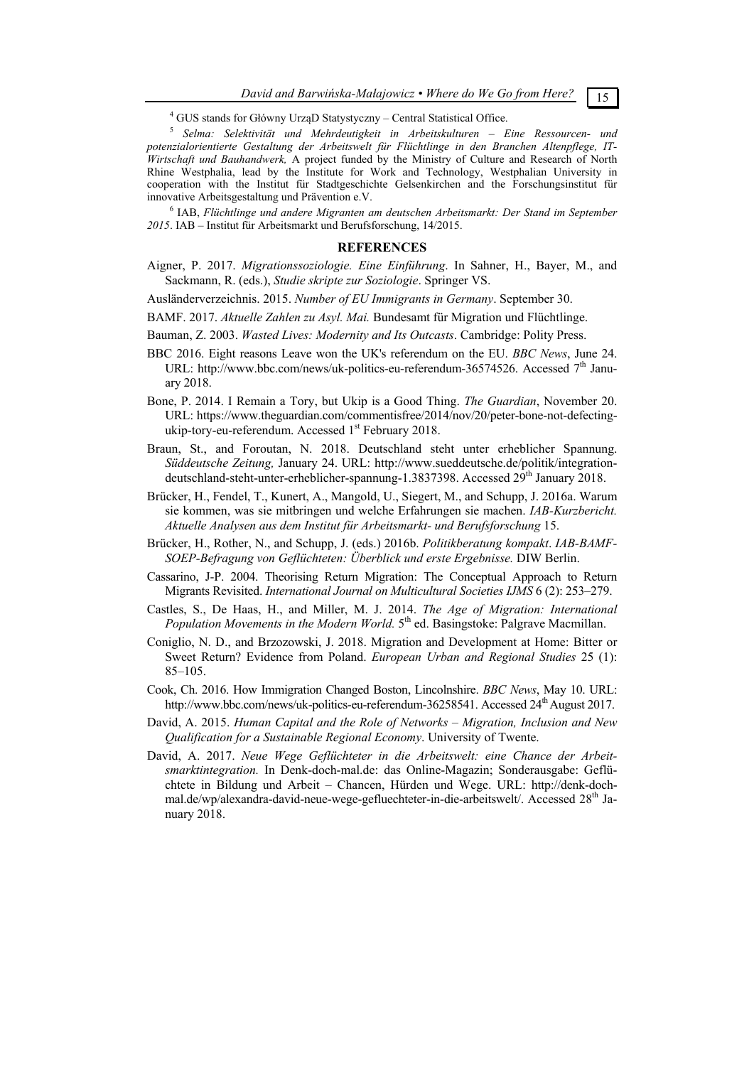[4] GUS stands for Główny UrząD Statystyczny – Central Statistical Office.

[5] *Selma: Selektivität und Mehrdeutigkeit in Arbeitskulturen – Eine Ressourcen- und potenzialorientierte Gestaltung der Arbeitswelt für Flüchtlinge in den Branchen Altenpflege, IT-Wirtschaft und Bauhandwerk,* A project funded by the Ministry of Culture and Research of North Rhine Westphalia, lead by the Institute for Work and Technology, Westphalian University in cooperation with the Institut für Stadtgeschichte Gelsenkirchen and the Forschungsinstitut für innovative Arbeitsgestaltung und Prävention e.V.

[6] IAB, *Flüchtlinge und andere Migranten am deutschen Arbeitsmarkt: Der Stand im September 2015*. IAB – Institut für Arbeitsmarkt und Berufsforschung, 14/2015.

## REFERENCES

Aigner, P. 2017. *Migrationssoziologie. Eine Einführung*. In Sahner, H., Bayer, M., and Sackmann, R. (eds.), *Studie skripte zur Soziologie*. Springer VS.

Ausländerverzeichnis. 2015. *Number of EU Immigrants in Germany*. September 30.

BAMF. 2017. *Aktuelle Zahlen zu Asyl. Mai.* Bundesamt für Migration und Flüchtlinge.

Bauman, Z. 2003. *Wasted Lives: Modernity and Its Outcasts*. Cambridge: Polity Press.

BBC 2016. Eight reasons Leave won the UK's referendum on the EU. *BBC News*, June 24. URL: http://www.bbc.com/news/uk-politics-eu-referendum-36574526. Accessed 7th January 2018.

Bone, P. 2014. I Remain a Tory, but Ukip is a Good Thing. *The Guardian*, November 20. URL: https://www.theguardian.com/commentisfree/2014/nov/20/peter-bone-not-defecting-ukip-tory-eu-referendum. Accessed 1st February 2018.

Braun, St., and Foroutan, N. 2018. Deutschland steht unter erheblicher Spannung. *Süddeutsche Zeitung,* January 24. URL: http://www.sueddeutsche.de/politik/integration-deutschland-steht-unter-erheblicher-spannung-1.3837398. Accessed 29th January 2018.

Brücker, H., Fendel, T., Kunert, A., Mangold, U., Siegert, M., and Schupp, J. 2016a. Warum sie kommen, was sie mitbringen und welche Erfahrungen sie machen. *IAB-Kurzbericht. Aktuelle Analysen aus dem Institut für Arbeitsmarkt- und Berufsforschung* 15.

Brücker, H., Rother, N., and Schupp, J. (eds.) 2016b. *Politikberatung kompakt*. *IAB-BAMF-SOEP-Befragung von Geflüchteten: Überblick und erste Ergebnisse.* DIW Berlin.

Cassarino, J-P. 2004. Theorising Return Migration: The Conceptual Approach to Return Migrants Revisited. *International Journal on Multicultural Societies IJMS* 6 (2): 253–279.

Castles, S., De Haas, H., and Miller, M. J. 2014. *The Age of Migration: International Population Movements in the Modern World.* 5th ed. Basingstoke: Palgrave Macmillan.

Coniglio, N. D., and Brzozowski, J. 2018. Migration and Development at Home: Bitter or Sweet Return? Evidence from Poland. *European Urban and Regional Studies* 25 (1): 85–105.

Cook, Ch. 2016. How Immigration Changed Boston, Lincolnshire. *BBC News*, May 10. URL: http://www.bbc.com/news/uk-politics-eu-referendum-36258541. Accessed 24th August 2017.

David, A. 2015. *Human Capital and the Role of Networks – Migration, Inclusion and New Qualification for a Sustainable Regional Economy*. University of Twente.

David, A. 2017. *Neue Wege Geflüchteter in die Arbeitswelt: eine Chance der Arbeitsmarktintegration.* In Denk-doch-mal.de: das Online-Magazin; Sonderausgabe: Geflüchtete in Bildung und Arbeit – Chancen, Hürden und Wege. URL: http://denk-doch-mal.de/wp/alexandra-david-neue-wege-gefluechteter-in-die-arbeitswelt/. Accessed 28th January 2018.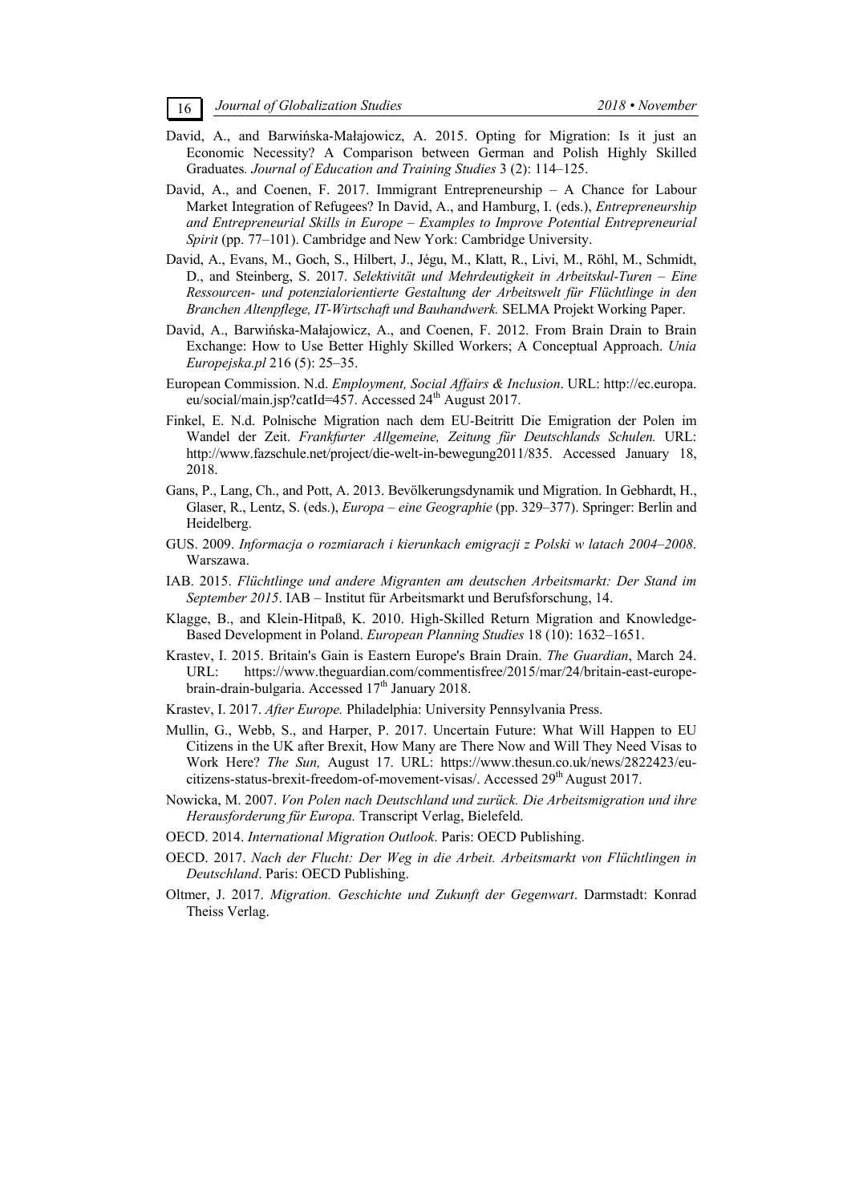David, A., and Barwińska-Małajowicz, A. 2015. Opting for Migration: Is it just an Economic Necessity? A Comparison between German and Polish Highly Skilled Graduates*.* *Journal of Education and Training Studies* 3 (2): 114–125.

David, A., and Coenen, F. 2017. Immigrant Entrepreneurship – A Chance for Labour Market Integration of Refugees? In David, A., and Hamburg, I. (eds.), *Entrepreneurship and Entrepreneurial Skills in Europe – Examples to Improve Potential Entrepreneurial Spirit* (pp. 77–101). Cambridge and New York: Cambridge University.

David, A., Evans, M., Goch, S., Hilbert, J., Jégu, M., Klatt, R., Livi, M., Röhl, M., Schmidt, D., and Steinberg, S. 2017. *Selektivität und Mehrdeutigkeit in Arbeitskul-Turen – Eine Ressourcen- und potenzialorientierte Gestaltung der Arbeitswelt für Flüchtlinge in den Branchen Altenpflege, IT-Wirtschaft und Bauhandwerk.* SELMA Projekt Working Paper.

David, A., Barwińska-Małajowicz, A., and Coenen, F. 2012. From Brain Drain to Brain Exchange: How to Use Better Highly Skilled Workers; A Conceptual Approach. *Unia Europejska.pl* 216 (5): 25–35.

European Commission. N.d. *Employment, Social Affairs & Inclusion*. URL: http://ec.europa.eu/social/main.jsp?catId=457. Accessed 24th August 2017.

Finkel, E. N.d. Polnische Migration nach dem EU-Beitritt Die Emigration der Polen im Wandel der Zeit. *Frankfurter Allgemeine, Zeitung für Deutschlands Schulen.* URL: http://www.fazschule.net/project/die-welt-in-bewegung2011/835. Accessed January 18, 2018.

Gans, P., Lang, Ch., and Pott, A. 2013. Bevölkerungsdynamik und Migration. In Gebhardt, H., Glaser, R., Lentz, S. (eds.), *Europa – eine Geographie* (pp. 329–377). Springer: Berlin and Heidelberg.

GUS. 2009. *Informacja o rozmiarach i kierunkach emigracji z Polski w latach 2004–2008*. Warszawa.

IAB. 2015. *Flüchtlinge und andere Migranten am deutschen Arbeitsmarkt: Der Stand im September 2015*. IAB – Institut für Arbeitsmarkt und Berufsforschung, 14.

Klagge, B., and Klein-Hitpaß, K. 2010. High-Skilled Return Migration and Knowledge-Based Development in Poland. *European Planning Studies* 18 (10): 1632–1651.

Krastev, I. 2015. Britain's Gain is Eastern Europe's Brain Drain. *The Guardian*, March 24. URL: https://www.theguardian.com/commentisfree/2015/mar/24/britain-east-europe-brain-drain-bulgaria. Accessed 17th January 2018.

Krastev, I. 2017. *After Europe.* Philadelphia: University Pennsylvania Press.

Mullin, G., Webb, S., and Harper, P. 2017. Uncertain Future: What Will Happen to EU Citizens in the UK after Brexit, How Many are There Now and Will They Need Visas to Work Here? *The Sun,* August 17. URL: https://www.thesun.co.uk/news/2822423/eu-citizens-status-brexit-freedom-of-movement-visas/. Accessed 29th August 2017.

Nowicka, M. 2007. *Von Polen nach Deutschland und zurück. Die Arbeitsmigration und ihre Herausforderung für Europa.* Transcript Verlag, Bielefeld.

OECD. 2014. *International Migration Outlook*. Paris: OECD Publishing.

OECD. 2017. *Nach der Flucht: Der Weg in die Arbeit. Arbeitsmarkt von Flüchtlingen in Deutschland*. Paris: OECD Publishing.

Oltmer, J. 2017. *Migration. Geschichte und Zukunft der Gegenwart*. Darmstadt: Konrad Theiss Verlag.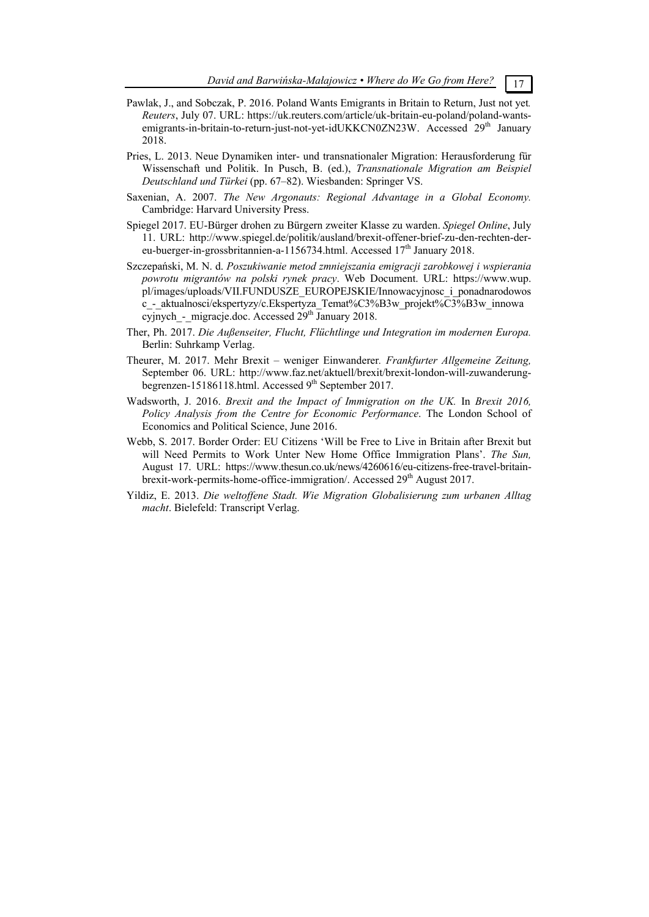Pawlak, J., and Sobczak, P. 2016. Poland Wants Emigrants in Britain to Return, Just not yet*. Reuters*, July 07. URL: https://uk.reuters.com/article/uk-britain-eu-poland/poland-wants-emigrants-in-britain-to-return-just-not-yet-idUKKCN0ZN23W. Accessed 29th January 2018.

Pries, L. 2013. Neue Dynamiken inter- und transnationaler Migration: Herausforderung für Wissenschaft und Politik. In Pusch, B. (ed.), *Transnationale Migration am Beispiel Deutschland und Türkei* (pp. 67–82). Wiesbanden: Springer VS.

Saxenian, A. 2007. *The New Argonauts: Regional Advantage in a Global Economy.* Cambridge: Harvard University Press.

Spiegel 2017. EU-Bürger drohen zu Bürgern zweiter Klasse zu warden. *Spiegel Online*, July 11. URL: http://www.spiegel.de/politik/ausland/brexit-offener-brief-zu-den-rechten-der-eu-buerger-in-grossbritannien-a-1156734.html. Accessed 17th January 2018.

Szczepański, M. N. d. *Poszukiwanie metod zmniejszania emigracji zarobkowej i wspierania powrotu migrantów na polski rynek pracy*. Web Document. URL: https://www.wup.pl/images/uploads/VII.FUNDUSZE_EUROPEJSKIE/Innowacyjnosc_i_ponadnarodowosc_-_aktualnosci/ekspertyzy/c.Ekspertyza_Temat%C3%B3w_projekt%C3%B3w_innowacyjnych_-_migracje.doc. Accessed 29th January 2018.

Ther, Ph. 2017. *Die Außenseiter, Flucht, Flüchtlinge und Integration im modernen Europa.* Berlin: Suhrkamp Verlag.

Theurer, M. 2017. Mehr Brexit – weniger Einwanderer*. Frankfurter Allgemeine Zeitung,* September 06. URL: http://www.faz.net/aktuell/brexit/brexit-london-will-zuwanderung-begrenzen-15186118.html. Accessed 9th September 2017.

Wadsworth, J. 2016. *Brexit and the Impact of Immigration on the UK.* In *Brexit 2016, Policy Analysis from the Centre for Economic Performance*. The London School of Economics and Political Science, June 2016.

Webb, S. 2017. Border Order: EU Citizens 'Will be Free to Live in Britain after Brexit but will Need Permits to Work Unter New Home Office Immigration Plans'. *The Sun,* August 17. URL: https://www.thesun.co.uk/news/4260616/eu-citizens-free-travel-britain-brexit-work-permits-home-office-immigration/. Accessed 29th August 2017.

Yildiz, E. 2013. *Die weltoffene Stadt. Wie Migration Globalisierung zum urbanen Alltag macht*. Bielefeld: Transcript Verlag.